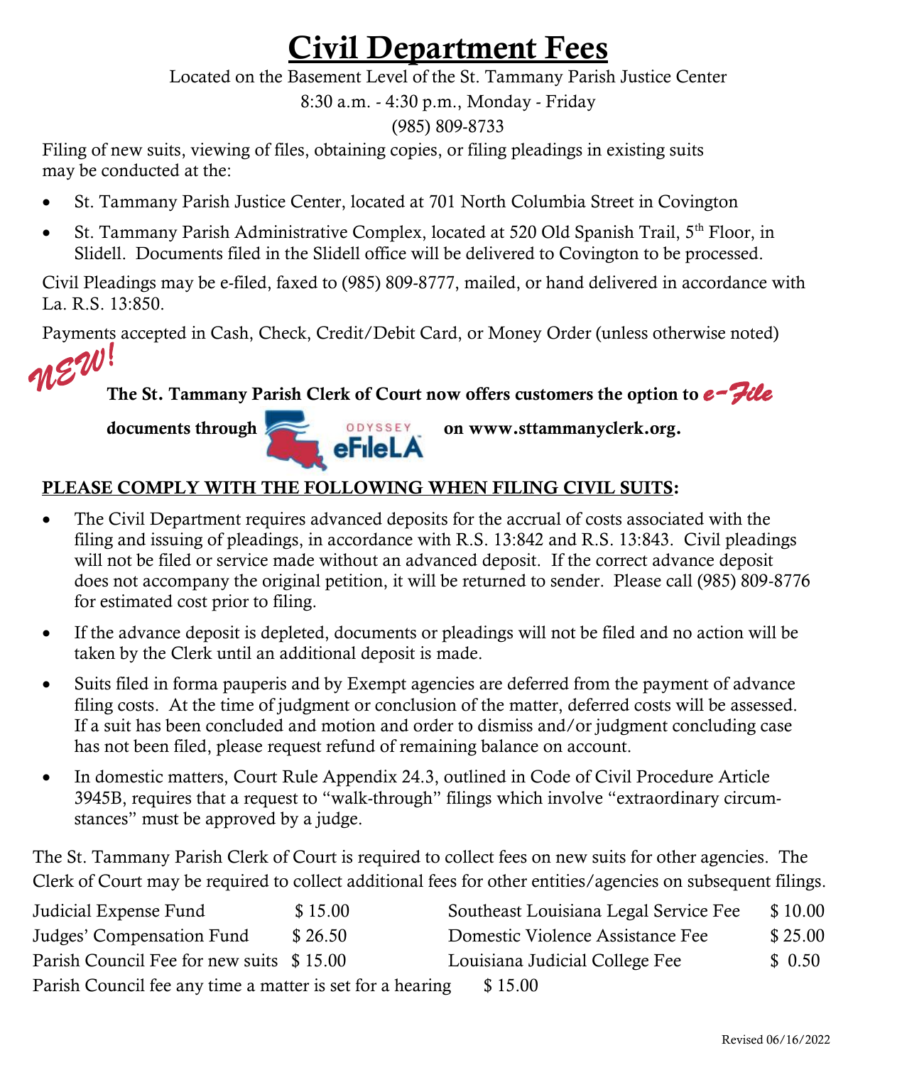# Civil Department Fees

Located on the Basement Level of the St. Tammany Parish Justice Center

8:30 a.m. - 4:30 p.m., Monday - Friday

(985) 809-8733

Filing of new suits, viewing of files, obtaining copies, or filing pleadings in existing suits may be conducted at the:

- St. Tammany Parish Justice Center, located at 701 North Columbia Street in Covington
- St. Tammany Parish Administrative Complex, located at 520 Old Spanish Trail, 5th Floor, in Slidell. Documents filed in the Slidell office will be delivered to Covington to be processed.

Civil Pleadings may be e-filed, faxed to (985) 809-8777, mailed, or hand delivered in accordance with La. R.S. 13:850.

Payments accepted in Cash, Check, Credit/Debit Card, or Money Order (unless otherwise noted)

*NEW!* **The St. Tammany Parish Clerk of Court now offers customers the option to *e-File* documents through ODYSSEY eFileLA on www.sttammanyclerk.org.**

**PLEASE COMPLY WITH THE FOLLOWING WHEN FILING CIVIL SUITS:**

- The Civil Department requires advanced deposits for the accrual of costs associated with the filing and issuing of pleadings, in accordance with R.S. 13:842 and R.S. 13:843. Civil pleadings will not be filed or service made without an advanced deposit. If the correct advance deposit does not accompany the original petition, it will be returned to sender. Please call (985) 809-8776 for estimated cost prior to filing.
- If the advance deposit is depleted, documents or pleadings will not be filed and no action will be taken by the Clerk until an additional deposit is made.
- Suits filed in forma pauperis and by Exempt agencies are deferred from the payment of advance filing costs. At the time of judgment or conclusion of the matter, deferred costs will be assessed. If a suit has been concluded and motion and order to dismiss and/or judgment concluding case has not been filed, please request refund of remaining balance on account.
- In domestic matters, Court Rule Appendix 24.3, outlined in Code of Civil Procedure Article 3945B, requires that a request to "walk-through" filings which involve "extraordinary circumstances" must be approved by a judge.

The St. Tammany Parish Clerk of Court is required to collect fees on new suits for other agencies. The Clerk of Court may be required to collect additional fees for other entities/agencies on subsequent filings.

| Fee | Amount | Fee | Amount |
|---|---|---|---|
| Judicial Expense Fund | $ 15.00 | Southeast Louisiana Legal Service Fee | $ 10.00 |
| Judges' Compensation Fund | $ 26.50 | Domestic Violence Assistance Fee | $ 25.00 |
| Parish Council Fee for new suits | $ 15.00 | Louisiana Judicial College Fee | $ 0.50 |
| Parish Council fee any time a matter is set for a hearing | $ 15.00 | | |

Revised 06/16/2022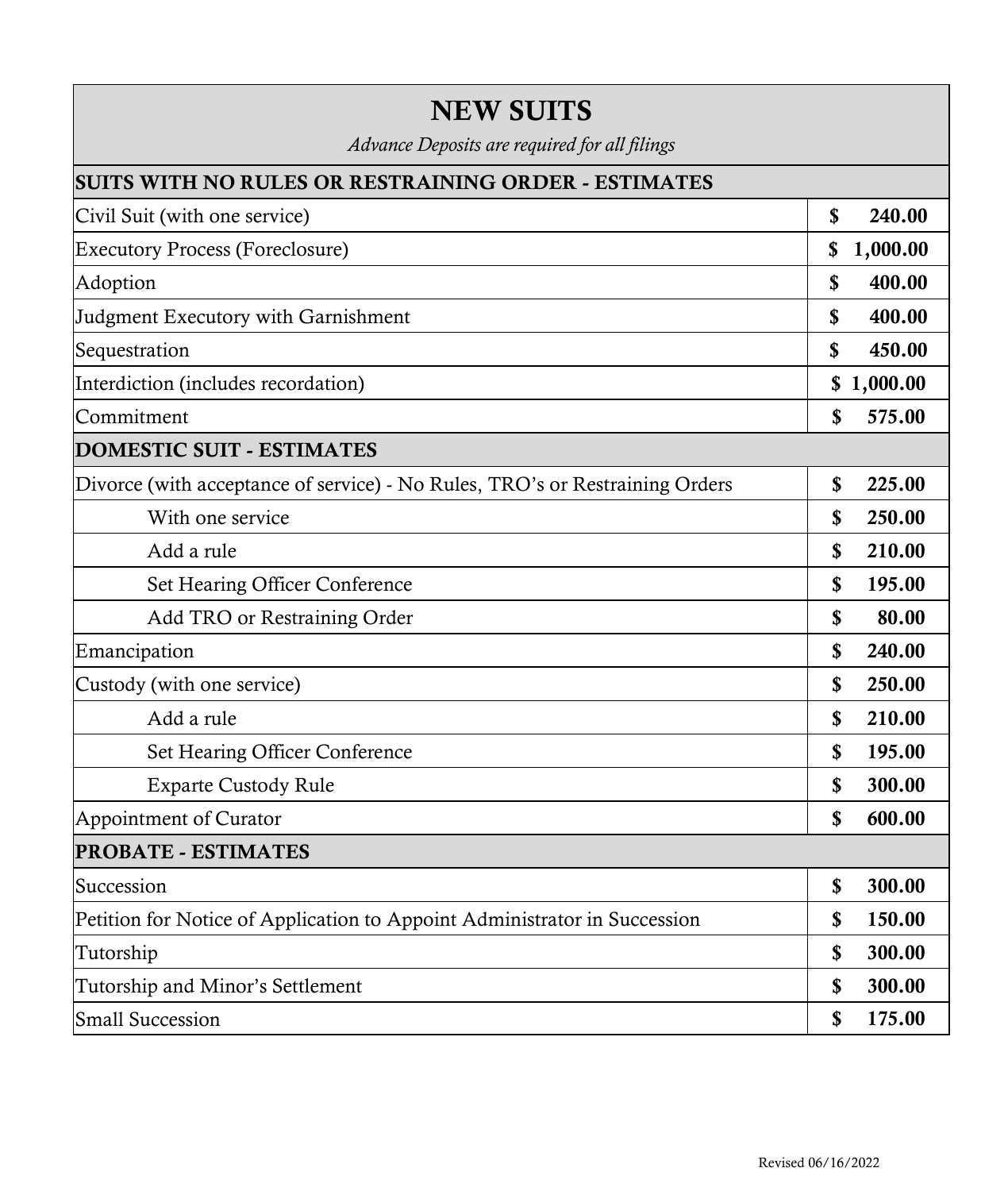# NEW SUITS

*Advance Deposits are required for all filings*

| SUITS WITH NO RULES OR RESTRAINING ORDER - ESTIMATES | |
|---|---|
| Civil Suit (with one service) | **$ 240.00** |
| Executory Process (Foreclosure) | **$ 1,000.00** |
| Adoption | **$ 400.00** |
| Judgment Executory with Garnishment | **$ 400.00** |
| Sequestration | **$ 450.00** |
| Interdiction (includes recordation) | **$ 1,000.00** |
| Commitment | **$ 575.00** |
| **DOMESTIC SUIT - ESTIMATES** | |
| Divorce (with acceptance of service) - No Rules, TRO's or Restraining Orders | **$ 225.00** |
| With one service | **$ 250.00** |
| Add a rule | **$ 210.00** |
| Set Hearing Officer Conference | **$ 195.00** |
| Add TRO or Restraining Order | **$ 80.00** |
| Emancipation | **$ 240.00** |
| Custody (with one service) | **$ 250.00** |
| Add a rule | **$ 210.00** |
| Set Hearing Officer Conference | **$ 195.00** |
| Exparte Custody Rule | **$ 300.00** |
| Appointment of Curator | **$ 600.00** |
| **PROBATE - ESTIMATES** | |
| Succession | **$ 300.00** |
| Petition for Notice of Application to Appoint Administrator in Succession | **$ 150.00** |
| Tutorship | **$ 300.00** |
| Tutorship and Minor's Settlement | **$ 300.00** |
| Small Succession | **$ 175.00** |

Revised 06/16/2022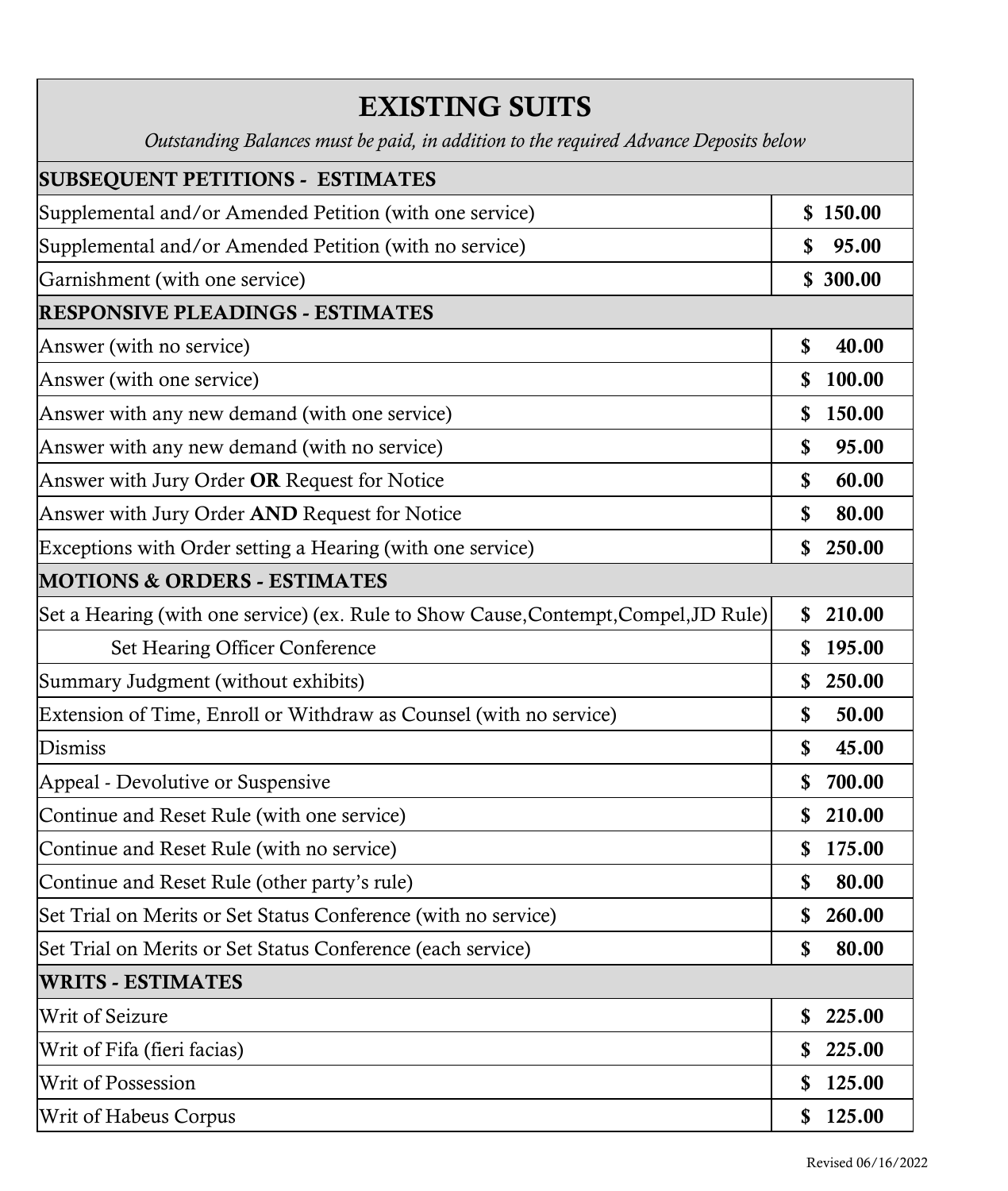# EXISTING SUITS

*Outstanding Balances must be paid, in addition to the required Advance Deposits below*

| **SUBSEQUENT PETITIONS - ESTIMATES** | |
|---|---|
| Supplemental and/or Amended Petition (with one service) | **$ 150.00** |
| Supplemental and/or Amended Petition (with no service) | **$ 95.00** |
| Garnishment (with one service) | **$ 300.00** |
| **RESPONSIVE PLEADINGS - ESTIMATES** | |
| Answer (with no service) | **$ 40.00** |
| Answer (with one service) | **$ 100.00** |
| Answer with any new demand (with one service) | **$ 150.00** |
| Answer with any new demand (with no service) | **$ 95.00** |
| Answer with Jury Order **OR** Request for Notice | **$ 60.00** |
| Answer with Jury Order **AND** Request for Notice | **$ 80.00** |
| Exceptions with Order setting a Hearing (with one service) | **$ 250.00** |
| **MOTIONS & ORDERS - ESTIMATES** | |
| Set a Hearing (with one service) (ex. Rule to Show Cause,Contempt,Compel,JD Rule) | **$ 210.00** |
| Set Hearing Officer Conference | **$ 195.00** |
| Summary Judgment (without exhibits) | **$ 250.00** |
| Extension of Time, Enroll or Withdraw as Counsel (with no service) | **$ 50.00** |
| Dismiss | **$ 45.00** |
| Appeal - Devolutive or Suspensive | **$ 700.00** |
| Continue and Reset Rule (with one service) | **$ 210.00** |
| Continue and Reset Rule (with no service) | **$ 175.00** |
| Continue and Reset Rule (other party's rule) | **$ 80.00** |
| Set Trial on Merits or Set Status Conference (with no service) | **$ 260.00** |
| Set Trial on Merits or Set Status Conference (each service) | **$ 80.00** |
| **WRITS - ESTIMATES** | |
| Writ of Seizure | **$ 225.00** |
| Writ of Fifa (fieri facias) | **$ 225.00** |
| Writ of Possession | **$ 125.00** |
| Writ of Habeus Corpus | **$ 125.00** |

Revised 06/16/2022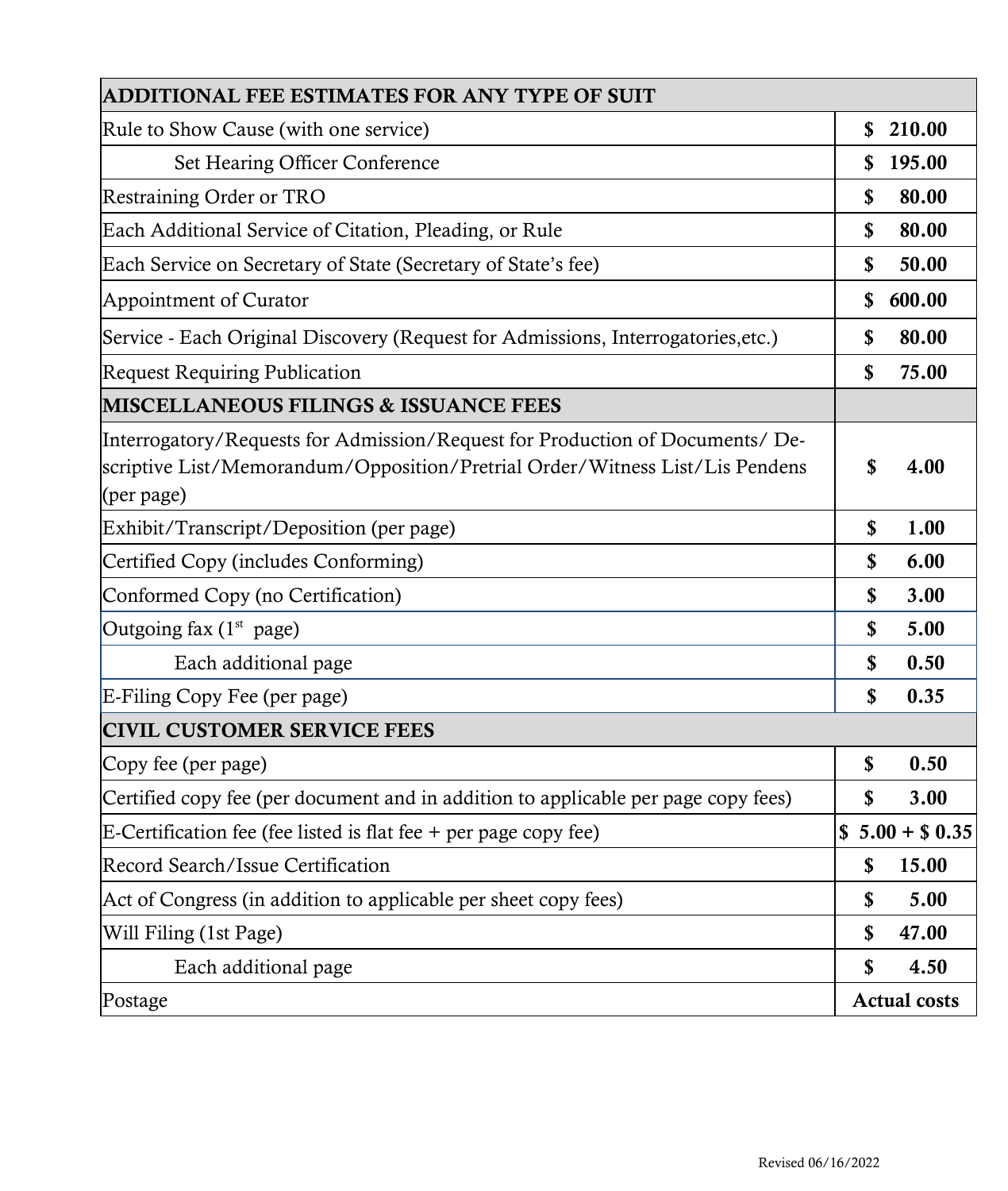| ADDITIONAL FEE ESTIMATES FOR ANY TYPE OF SUIT | |
|---|---|
| Rule to Show Cause (with one service) | $ 210.00 |
| Set Hearing Officer Conference | $ 195.00 |
| Restraining Order or TRO | $ 80.00 |
| Each Additional Service of Citation, Pleading, or Rule | $ 80.00 |
| Each Service on Secretary of State (Secretary of State's fee) | $ 50.00 |
| Appointment of Curator | $ 600.00 |
| Service - Each Original Discovery (Request for Admissions, Interrogatories,etc.) | $ 80.00 |
| Request Requiring Publication | $ 75.00 |
| **MISCELLANEOUS FILINGS & ISSUANCE FEES** | |
| Interrogatory/Requests for Admission/Request for Production of Documents/ Descriptive List/Memorandum/Opposition/Pretrial Order/Witness List/Lis Pendens (per page) | $ 4.00 |
| Exhibit/Transcript/Deposition (per page) | $ 1.00 |
| Certified Copy (includes Conforming) | $ 6.00 |
| Conformed Copy (no Certification) | $ 3.00 |
| Outgoing fax (1st page) | $ 5.00 |
| Each additional page | $ 0.50 |
| E-Filing Copy Fee (per page) | $ 0.35 |
| **CIVIL CUSTOMER SERVICE FEES** | |
| Copy fee (per page) | $ 0.50 |
| Certified copy fee (per document and in addition to applicable per page copy fees) | $ 3.00 |
| E-Certification fee (fee listed is flat fee + per page copy fee) | $ 5.00 + $ 0.35 |
| Record Search/Issue Certification | $ 15.00 |
| Act of Congress (in addition to applicable per sheet copy fees) | $ 5.00 |
| Will Filing (1st Page) | $ 47.00 |
| Each additional page | $ 4.50 |
| Postage | Actual costs |

Revised 06/16/2022